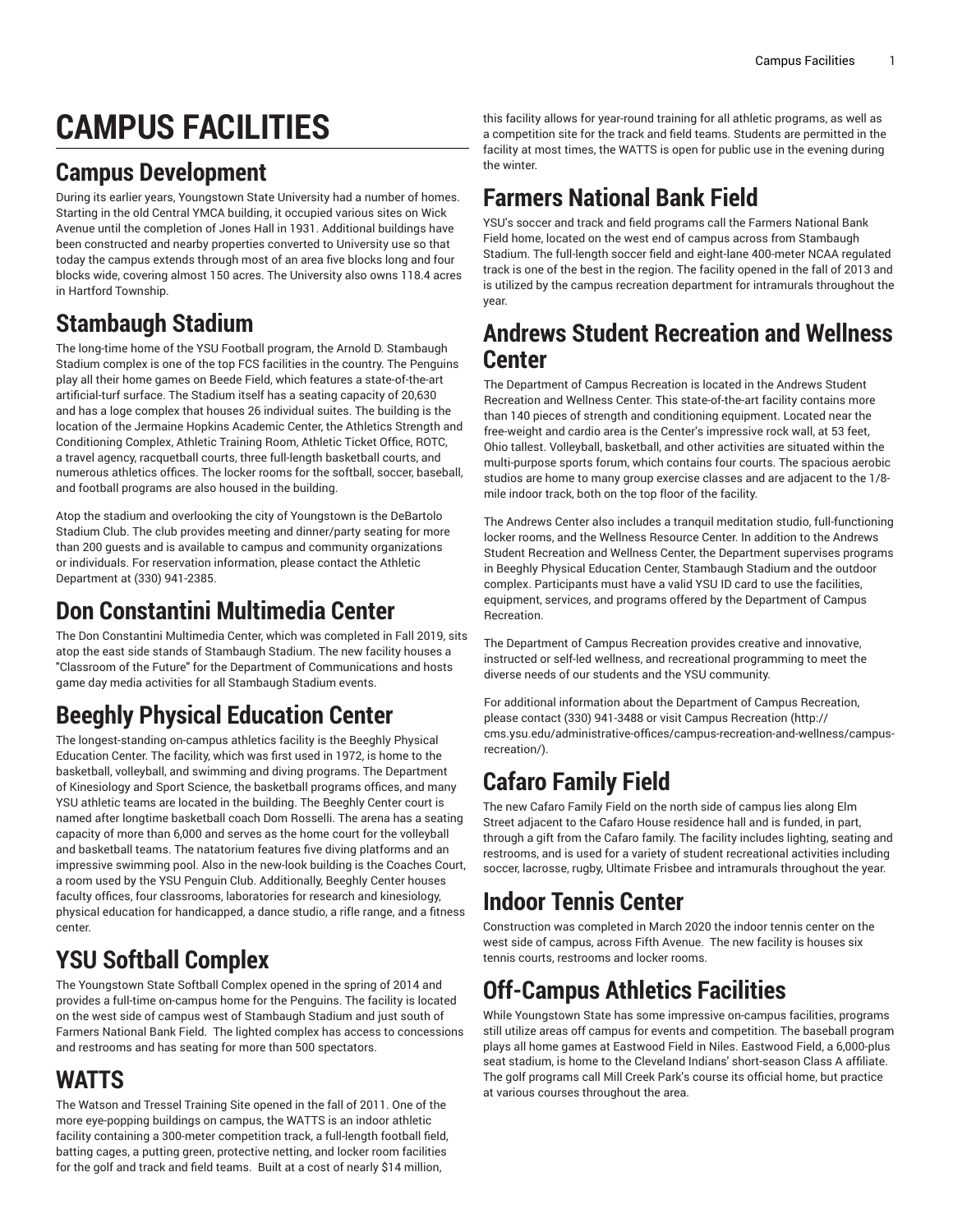# CAMPUS FACILITIES

## Campus Development

During its earlier years, Youngstown State University had a number of homes. Starting in the old Central YMCA building, it occupied various sites on Wick Avenue until the completion of Jones Hall in 1931. Additional buildings have been constructed and nearby properties converted to University use so that today the campus extends through most of an area five blocks long and four blocks wide, covering almost 150 acres. The University also owns 118.4 acres in Hartford Township.

## Stambaugh Stadium

The long-time home of the YSU Football program, the Arnold D. Stambaugh Stadium complex is one of the top FCS facilities in the country. The Penguins play all their home games on Beede Field, which features a state-of-the-art artificial-turf surface. The Stadium itself has a seating capacity of 20,630 and has a loge complex that houses 26 individual suites. The building is the location of the Jermaine Hopkins Academic Center, the Athletics Strength and Conditioning Complex, Athletic Training Room, Athletic Ticket Office, ROTC, a travel agency, racquetball courts, three full-length basketball courts, and numerous athletics offices. The locker rooms for the softball, soccer, baseball, and football programs are also housed in the building.

Atop the stadium and overlooking the city of Youngstown is the DeBartolo Stadium Club. The club provides meeting and dinner/party seating for more than 200 guests and is available to campus and community organizations or individuals. For reservation information, please contact the Athletic Department at (330) 941-2385.

## Don Constantini Multimedia Center

The Don Constantini Multimedia Center, which was completed in Fall 2019, sits atop the east side stands of Stambaugh Stadium. The new facility houses a "Classroom of the Future" for the Department of Communications and hosts game day media activities for all Stambaugh Stadium events.

## Beeghly Physical Education Center

The longest-standing on-campus athletics facility is the Beeghly Physical Education Center. The facility, which was first used in 1972, is home to the basketball, volleyball, and swimming and diving programs. The Department of Kinesiology and Sport Science, the basketball programs offices, and many YSU athletic teams are located in the building. The Beeghly Center court is named after longtime basketball coach Dom Rosselli. The arena has a seating capacity of more than 6,000 and serves as the home court for the volleyball and basketball teams. The natatorium features five diving platforms and an impressive swimming pool. Also in the new-look building is the Coaches Court, a room used by the YSU Penguin Club. Additionally, Beeghly Center houses faculty offices, four classrooms, laboratories for research and kinesiology, physical education for handicapped, a dance studio, a rifle range, and a fitness center.

## YSU Softball Complex

The Youngstown State Softball Complex opened in the spring of 2014 and provides a full-time on-campus home for the Penguins. The facility is located on the west side of campus west of Stambaugh Stadium and just south of Farmers National Bank Field. The lighted complex has access to concessions and restrooms and has seating for more than 500 spectators.

## WATTS

The Watson and Tressel Training Site opened in the fall of 2011. One of the more eye-popping buildings on campus, the WATTS is an indoor athletic facility containing a 300-meter competition track, a full-length football field, batting cages, a putting green, protective netting, and locker room facilities for the golf and track and field teams. Built at a cost of nearly $14 million, this facility allows for year-round training for all athletic programs, as well as a competition site for the track and field teams. Students are permitted in the facility at most times, the WATTS is open for public use in the evening during the winter.

## Farmers National Bank Field

YSU's soccer and track and field programs call the Farmers National Bank Field home, located on the west end of campus across from Stambaugh Stadium. The full-length soccer field and eight-lane 400-meter NCAA regulated track is one of the best in the region. The facility opened in the fall of 2013 and is utilized by the campus recreation department for intramurals throughout the year.

## Andrews Student Recreation and Wellness Center

The Department of Campus Recreation is located in the Andrews Student Recreation and Wellness Center. This state-of-the-art facility contains more than 140 pieces of strength and conditioning equipment. Located near the free-weight and cardio area is the Center's impressive rock wall, at 53 feet, Ohio tallest. Volleyball, basketball, and other activities are situated within the multi-purpose sports forum, which contains four courts. The spacious aerobic studios are home to many group exercise classes and are adjacent to the 1/8-mile indoor track, both on the top floor of the facility.

The Andrews Center also includes a tranquil meditation studio, full-functioning locker rooms, and the Wellness Resource Center. In addition to the Andrews Student Recreation and Wellness Center, the Department supervises programs in Beeghly Physical Education Center, Stambaugh Stadium and the outdoor complex. Participants must have a valid YSU ID card to use the facilities, equipment, services, and programs offered by the Department of Campus Recreation.

The Department of Campus Recreation provides creative and innovative, instructed or self-led wellness, and recreational programming to meet the diverse needs of our students and the YSU community.

For additional information about the Department of Campus Recreation, please contact (330) 941-3488 or visit Campus Recreation (http://cms.ysu.edu/administrative-offices/campus-recreation-and-wellness/campus-recreation/).

## Cafaro Family Field

The new Cafaro Family Field on the north side of campus lies along Elm Street adjacent to the Cafaro House residence hall and is funded, in part, through a gift from the Cafaro family. The facility includes lighting, seating and restrooms, and is used for a variety of student recreational activities including soccer, lacrosse, rugby, Ultimate Frisbee and intramurals throughout the year.

## Indoor Tennis Center

Construction was completed in March 2020 the indoor tennis center on the west side of campus, across Fifth Avenue. The new facility is houses six tennis courts, restrooms and locker rooms.

## Off-Campus Athletics Facilities

While Youngstown State has some impressive on-campus facilities, programs still utilize areas off campus for events and competition. The baseball program plays all home games at Eastwood Field in Niles. Eastwood Field, a 6,000-plus seat stadium, is home to the Cleveland Indians' short-season Class A affiliate. The golf programs call Mill Creek Park's course its official home, but practice at various courses throughout the area.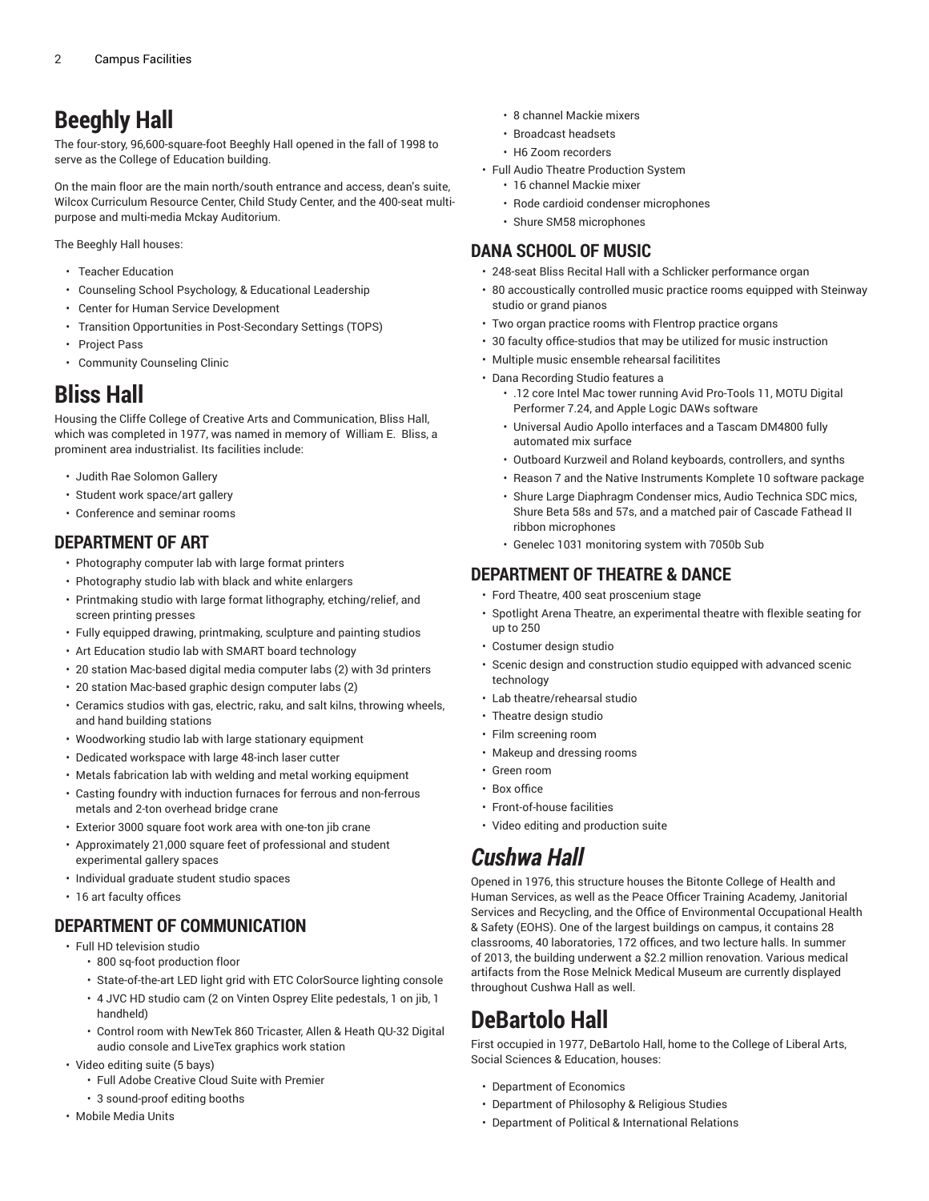# Beeghly Hall

The four-story, 96,600-square-foot Beeghly Hall opened in the fall of 1998 to serve as the College of Education building.

On the main floor are the main north/south entrance and access, dean's suite, Wilcox Curriculum Resource Center, Child Study Center, and the 400-seat multi-purpose and multi-media Mckay Auditorium.

The Beeghly Hall houses:

- Teacher Education
- Counseling School Psychology, & Educational Leadership
- Center for Human Service Development
- Transition Opportunities in Post-Secondary Settings (TOPS)
- Project Pass
- Community Counseling Clinic

# Bliss Hall

Housing the Cliffe College of Creative Arts and Communication, Bliss Hall, which was completed in 1977, was named in memory of William E. Bliss, a prominent area industrialist. Its facilities include:

- Judith Rae Solomon Gallery
- Student work space/art gallery
- Conference and seminar rooms

## DEPARTMENT OF ART

- Photography computer lab with large format printers
- Photography studio lab with black and white enlargers
- Printmaking studio with large format lithography, etching/relief, and screen printing presses
- Fully equipped drawing, printmaking, sculpture and painting studios
- Art Education studio lab with SMART board technology
- 20 station Mac-based digital media computer labs (2) with 3d printers
- 20 station Mac-based graphic design computer labs (2)
- Ceramics studios with gas, electric, raku, and salt kilns, throwing wheels, and hand building stations
- Woodworking studio lab with large stationary equipment
- Dedicated workspace with large 48-inch laser cutter
- Metals fabrication lab with welding and metal working equipment
- Casting foundry with induction furnaces for ferrous and non-ferrous metals and 2-ton overhead bridge crane
- Exterior 3000 square foot work area with one-ton jib crane
- Approximately 21,000 square feet of professional and student experimental gallery spaces
- Individual graduate student studio spaces
- 16 art faculty offices

## DEPARTMENT OF COMMUNICATION

- Full HD television studio
  - 800 sq-foot production floor
  - State-of-the-art LED light grid with ETC ColorSource lighting console
  - 4 JVC HD studio cam (2 on Vinten Osprey Elite pedestals, 1 on jib, 1 handheld)
  - Control room with NewTek 860 Tricaster, Allen & Heath QU-32 Digital audio console and LiveTex graphics work station
- Video editing suite (5 bays)
  - Full Adobe Creative Cloud Suite with Premier
  - 3 sound-proof editing booths
- Mobile Media Units
  - 8 channel Mackie mixers
  - Broadcast headsets
  - H6 Zoom recorders
- Full Audio Theatre Production System
  - 16 channel Mackie mixer
  - Rode cardioid condenser microphones
  - Shure SM58 microphones

## DANA SCHOOL OF MUSIC

- 248-seat Bliss Recital Hall with a Schlicker performance organ
- 80 accoustically controlled music practice rooms equipped with Steinway studio or grand pianos
- Two organ practice rooms with Flentrop practice organs
- 30 faculty office-studios that may be utilized for music instruction
- Multiple music ensemble rehearsal facilitites
- Dana Recording Studio features a
  - .12 core Intel Mac tower running Avid Pro-Tools 11, MOTU Digital Performer 7.24, and Apple Logic DAWs software
  - Universal Audio Apollo interfaces and a Tascam DM4800 fully automated mix surface
  - Outboard Kurzweil and Roland keyboards, controllers, and synths
  - Reason 7 and the Native Instruments Komplete 10 software package
  - Shure Large Diaphragm Condenser mics, Audio Technica SDC mics, Shure Beta 58s and 57s, and a matched pair of Cascade Fathead II ribbon microphones
  - Genelec 1031 monitoring system with 7050b Sub

## DEPARTMENT OF THEATRE & DANCE

- Ford Theatre, 400 seat proscenium stage
- Spotlight Arena Theatre, an experimental theatre with flexible seating for up to 250
- Costumer design studio
- Scenic design and construction studio equipped with advanced scenic technology
- Lab theatre/rehearsal studio
- Theatre design studio
- Film screening room
- Makeup and dressing rooms
- Green room
- Box office
- Front-of-house facilities
- Video editing and production suite

# *Cushwa Hall*

Opened in 1976, this structure houses the Bitonte College of Health and Human Services, as well as the Peace Officer Training Academy, Janitorial Services and Recycling, and the Office of Environmental Occupational Health & Safety (EOHS). One of the largest buildings on campus, it contains 28 classrooms, 40 laboratories, 172 offices, and two lecture halls. In summer of 2013, the building underwent a $2.2 million renovation. Various medical artifacts from the Rose Melnick Medical Museum are currently displayed throughout Cushwa Hall as well.

# DeBartolo Hall

First occupied in 1977, DeBartolo Hall, home to the College of Liberal Arts, Social Sciences & Education, houses:

- Department of Economics
- Department of Philosophy & Religious Studies
- Department of Political & International Relations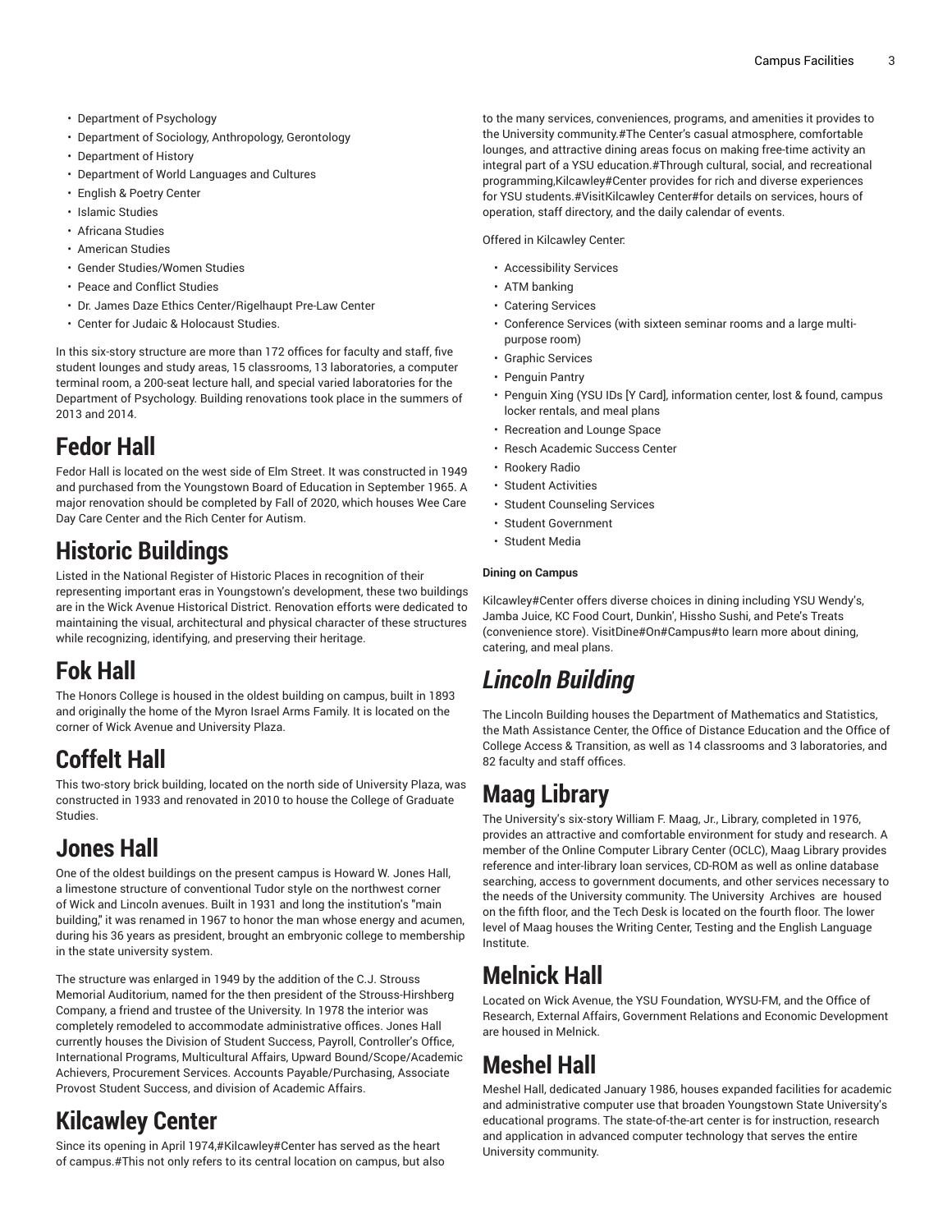- Department of Psychology
- Department of Sociology, Anthropology, Gerontology
- Department of History
- Department of World Languages and Cultures
- English & Poetry Center
- Islamic Studies
- Africana Studies
- American Studies
- Gender Studies/Women Studies
- Peace and Conflict Studies
- Dr. James Daze Ethics Center/Rigelhaupt Pre-Law Center
- Center for Judaic & Holocaust Studies.

In this six-story structure are more than 172 offices for faculty and staff, five student lounges and study areas, 15 classrooms, 13 laboratories, a computer terminal room, a 200-seat lecture hall, and special varied laboratories for the Department of Psychology. Building renovations took place in the summers of 2013 and 2014.

# Fedor Hall

Fedor Hall is located on the west side of Elm Street. It was constructed in 1949 and purchased from the Youngstown Board of Education in September 1965. A major renovation should be completed by Fall of 2020, which houses Wee Care Day Care Center and the Rich Center for Autism.

# Historic Buildings

Listed in the National Register of Historic Places in recognition of their representing important eras in Youngstown's development, these two buildings are in the Wick Avenue Historical District. Renovation efforts were dedicated to maintaining the visual, architectural and physical character of these structures while recognizing, identifying, and preserving their heritage.

# Fok Hall

The Honors College is housed in the oldest building on campus, built in 1893 and originally the home of the Myron Israel Arms Family. It is located on the corner of Wick Avenue and University Plaza.

# Coffelt Hall

This two-story brick building, located on the north side of University Plaza, was constructed in 1933 and renovated in 2010 to house the College of Graduate Studies.

# Jones Hall

One of the oldest buildings on the present campus is Howard W. Jones Hall, a limestone structure of conventional Tudor style on the northwest corner of Wick and Lincoln avenues. Built in 1931 and long the institution's "main building," it was renamed in 1967 to honor the man whose energy and acumen, during his 36 years as president, brought an embryonic college to membership in the state university system.

The structure was enlarged in 1949 by the addition of the C.J. Strouss Memorial Auditorium, named for the then president of the Strouss-Hirshberg Company, a friend and trustee of the University. In 1978 the interior was completely remodeled to accommodate administrative offices. Jones Hall currently houses the Division of Student Success, Payroll, Controller's Office, International Programs, Multicultural Affairs, Upward Bound/Scope/Academic Achievers, Procurement Services. Accounts Payable/Purchasing, Associate Provost Student Success, and division of Academic Affairs.

# Kilcawley Center

Since its opening in April 1974,#Kilcawley#Center has served as the heart of campus.#This not only refers to its central location on campus, but also to the many services, conveniences, programs, and amenities it provides to the University community.#The Center's casual atmosphere, comfortable lounges, and attractive dining areas focus on making free-time activity an integral part of a YSU education.#Through cultural, social, and recreational programming,Kilcawley#Center provides for rich and diverse experiences for YSU students.#VisitKilcawley Center#for details on services, hours of operation, staff directory, and the daily calendar of events.

Offered in Kilcawley Center:

- Accessibility Services
- ATM banking
- Catering Services
- Conference Services (with sixteen seminar rooms and a large multi-purpose room)
- Graphic Services
- Penguin Pantry
- Penguin Xing (YSU IDs [Y Card], information center, lost & found, campus locker rentals, and meal plans
- Recreation and Lounge Space
- Resch Academic Success Center
- Rookery Radio
- Student Activities
- Student Counseling Services
- Student Government
- Student Media

**Dining on Campus**

Kilcawley#Center offers diverse choices in dining including YSU Wendy's, Jamba Juice, KC Food Court, Dunkin', Hissho Sushi, and Pete's Treats (convenience store). VisitDine#On#Campus#to learn more about dining, catering, and meal plans.

# *Lincoln Building*

The Lincoln Building houses the Department of Mathematics and Statistics, the Math Assistance Center, the Office of Distance Education and the Office of College Access & Transition, as well as 14 classrooms and 3 laboratories, and 82 faculty and staff offices.

# Maag Library

The University's six-story William F. Maag, Jr., Library, completed in 1976, provides an attractive and comfortable environment for study and research. A member of the Online Computer Library Center (OCLC), Maag Library provides reference and inter-library loan services, CD-ROM as well as online database searching, access to government documents, and other services necessary to the needs of the University community. The University Archives are housed on the fifth floor, and the Tech Desk is located on the fourth floor. The lower level of Maag houses the Writing Center, Testing and the English Language Institute.

# Melnick Hall

Located on Wick Avenue, the YSU Foundation, WYSU-FM, and the Office of Research, External Affairs, Government Relations and Economic Development are housed in Melnick.

# Meshel Hall

Meshel Hall, dedicated January 1986, houses expanded facilities for academic and administrative computer use that broaden Youngstown State University's educational programs. The state-of-the-art center is for instruction, research and application in advanced computer technology that serves the entire University community.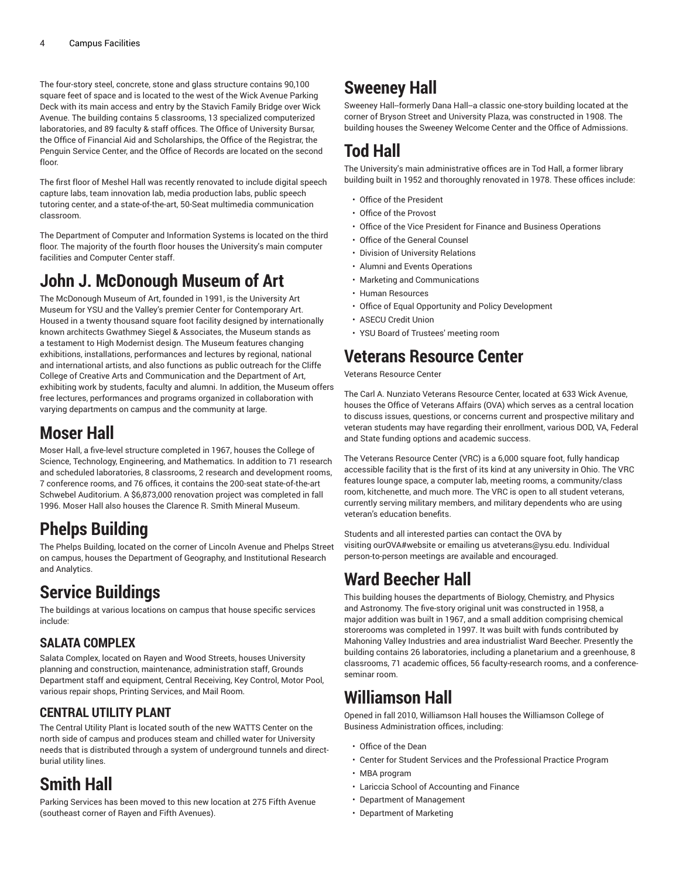The four-story steel, concrete, stone and glass structure contains 90,100 square feet of space and is located to the west of the Wick Avenue Parking Deck with its main access and entry by the Stavich Family Bridge over Wick Avenue. The building contains 5 classrooms, 13 specialized computerized laboratories, and 89 faculty & staff offices. The Office of University Bursar, the Office of Financial Aid and Scholarships, the Office of the Registrar, the Penguin Service Center, and the Office of Records are located on the second floor.

The first floor of Meshel Hall was recently renovated to include digital speech capture labs, team innovation lab, media production labs, public speech tutoring center, and a state-of-the-art, 50-Seat multimedia communication classroom.

The Department of Computer and Information Systems is located on the third floor. The majority of the fourth floor houses the University's main computer facilities and Computer Center staff.

# John J. McDonough Museum of Art

The McDonough Museum of Art, founded in 1991, is the University Art Museum for YSU and the Valley's premier Center for Contemporary Art. Housed in a twenty thousand square foot facility designed by internationally known architects Gwathmey Siegel & Associates, the Museum stands as a testament to High Modernist design. The Museum features changing exhibitions, installations, performances and lectures by regional, national and international artists, and also functions as public outreach for the Cliffe College of Creative Arts and Communication and the Department of Art, exhibiting work by students, faculty and alumni. In addition, the Museum offers free lectures, performances and programs organized in collaboration with varying departments on campus and the community at large.

# Moser Hall

Moser Hall, a five-level structure completed in 1967, houses the College of Science, Technology, Engineering, and Mathematics. In addition to 71 research and scheduled laboratories, 8 classrooms, 2 research and development rooms, 7 conference rooms, and 76 offices, it contains the 200-seat state-of-the-art Schwebel Auditorium. A $6,873,000 renovation project was completed in fall 1996. Moser Hall also houses the Clarence R. Smith Mineral Museum.

# Phelps Building

The Phelps Building, located on the corner of Lincoln Avenue and Phelps Street on campus, houses the Department of Geography, and Institutional Research and Analytics.

# Service Buildings

The buildings at various locations on campus that house specific services include:

## SALATA COMPLEX

Salata Complex, located on Rayen and Wood Streets, houses University planning and construction, maintenance, administration staff, Grounds Department staff and equipment, Central Receiving, Key Control, Motor Pool, various repair shops, Printing Services, and Mail Room.

## CENTRAL UTILITY PLANT

The Central Utility Plant is located south of the new WATTS Center on the north side of campus and produces steam and chilled water for University needs that is distributed through a system of underground tunnels and direct-burial utility lines.

# Smith Hall

Parking Services has been moved to this new location at 275 Fifth Avenue (southeast corner of Rayen and Fifth Avenues).

# Sweeney Hall

Sweeney Hall--formerly Dana Hall--a classic one-story building located at the corner of Bryson Street and University Plaza, was constructed in 1908. The building houses the Sweeney Welcome Center and the Office of Admissions.

# Tod Hall

The University's main administrative offices are in Tod Hall, a former library building built in 1952 and thoroughly renovated in 1978. These offices include:

- Office of the President
- Office of the Provost
- Office of the Vice President for Finance and Business Operations
- Office of the General Counsel
- Division of University Relations
- Alumni and Events Operations
- Marketing and Communications
- Human Resources
- Office of Equal Opportunity and Policy Development
- ASECU Credit Union
- YSU Board of Trustees' meeting room

# Veterans Resource Center

Veterans Resource Center

The Carl A. Nunziato Veterans Resource Center, located at 633 Wick Avenue, houses the Office of Veterans Affairs (OVA) which serves as a central location to discuss issues, questions, or concerns current and prospective military and veteran students may have regarding their enrollment, various DOD, VA, Federal and State funding options and academic success.

The Veterans Resource Center (VRC) is a 6,000 square foot, fully handicap accessible facility that is the first of its kind at any university in Ohio. The VRC features lounge space, a computer lab, meeting rooms, a community/class room, kitchenette, and much more. The VRC is open to all student veterans, currently serving military members, and military dependents who are using veteran's education benefits.

Students and all interested parties can contact the OVA by visiting ourOVA#website or emailing us atveterans@ysu.edu. Individual person-to-person meetings are available and encouraged.

# Ward Beecher Hall

This building houses the departments of Biology, Chemistry, and Physics and Astronomy. The five-story original unit was constructed in 1958, a major addition was built in 1967, and a small addition comprising chemical storerooms was completed in 1997. It was built with funds contributed by Mahoning Valley Industries and area industrialist Ward Beecher. Presently the building contains 26 laboratories, including a planetarium and a greenhouse, 8 classrooms, 71 academic offices, 56 faculty-research rooms, and a conference-seminar room.

# Williamson Hall

Opened in fall 2010, Williamson Hall houses the Williamson College of Business Administration offices, including:

- Office of the Dean
- Center for Student Services and the Professional Practice Program
- MBA program
- Lariccia School of Accounting and Finance
- Department of Management
- Department of Marketing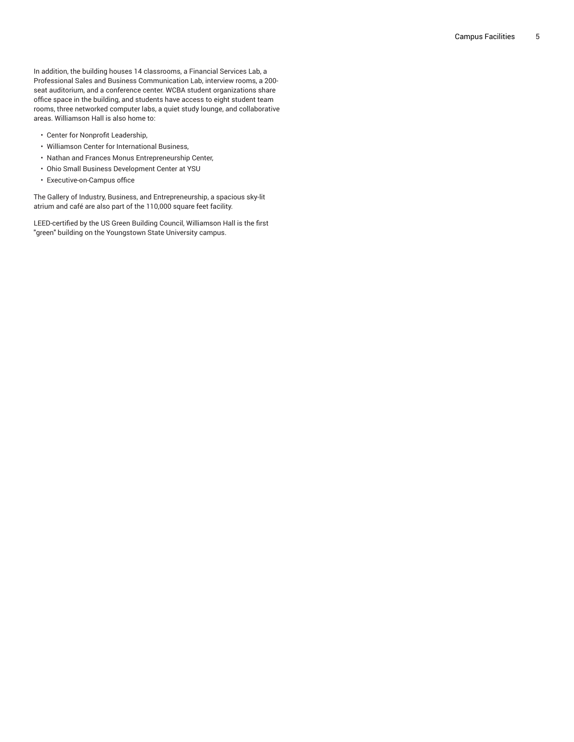In addition, the building houses 14 classrooms, a Financial Services Lab, a Professional Sales and Business Communication Lab, interview rooms, a 200-seat auditorium, and a conference center. WCBA student organizations share office space in the building, and students have access to eight student team rooms, three networked computer labs, a quiet study lounge, and collaborative areas. Williamson Hall is also home to:

- Center for Nonprofit Leadership,
- Williamson Center for International Business,
- Nathan and Frances Monus Entrepreneurship Center,
- Ohio Small Business Development Center at YSU
- Executive-on-Campus office

The Gallery of Industry, Business, and Entrepreneurship, a spacious sky-lit atrium and café are also part of the 110,000 square feet facility.

LEED-certified by the US Green Building Council, Williamson Hall is the first "green" building on the Youngstown State University campus.